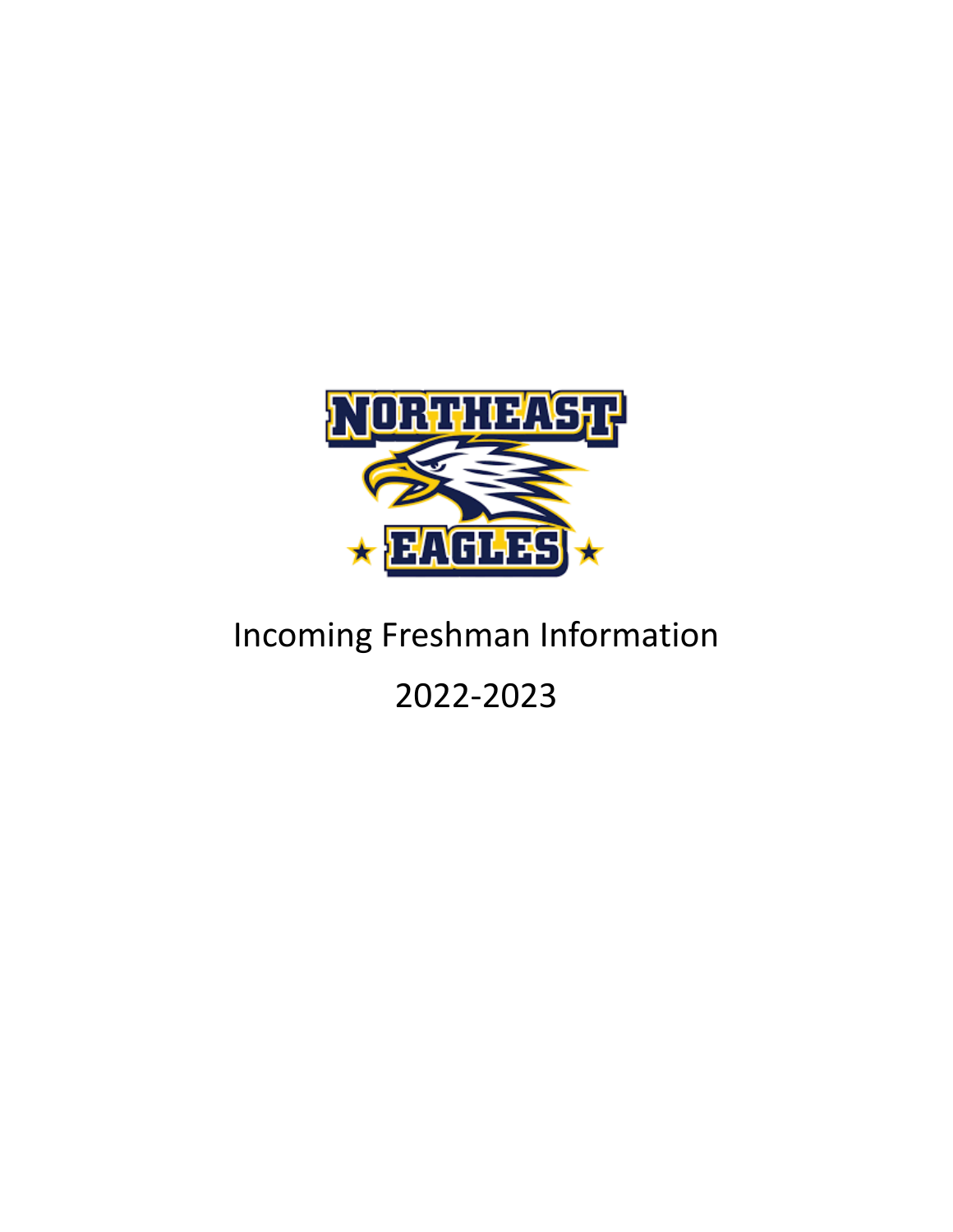NORTHEAST EAGLES

# Incoming Freshman Information

## 2022-2023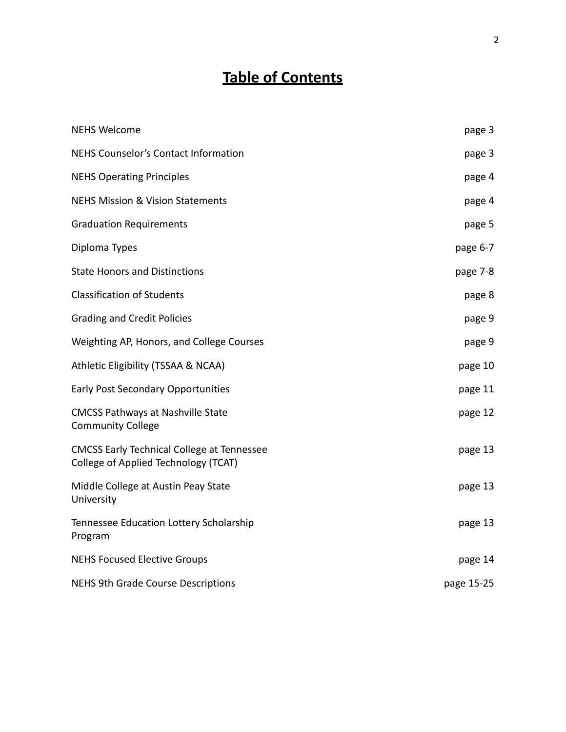# Table of Contents

| | |
|---|---|
| NEHS Welcome | page 3 |
| NEHS Counselor's Contact Information | page 3 |
| NEHS Operating Principles | page 4 |
| NEHS Mission & Vision Statements | page 4 |
| Graduation Requirements | page 5 |
| Diploma Types | page 6-7 |
| State Honors and Distinctions | page 7-8 |
| Classification of Students | page 8 |
| Grading and Credit Policies | page 9 |
| Weighting AP, Honors, and College Courses | page 9 |
| Athletic Eligibility (TSSAA & NCAA) | page 10 |
| Early Post Secondary Opportunities | page 11 |
| CMCSS Pathways at Nashville State Community College | page 12 |
| CMCSS Early Technical College at Tennessee College of Applied Technology (TCAT) | page 13 |
| Middle College at Austin Peay State University | page 13 |
| Tennessee Education Lottery Scholarship Program | page 13 |
| NEHS Focused Elective Groups | page 14 |
| NEHS 9th Grade Course Descriptions | page 15-25 |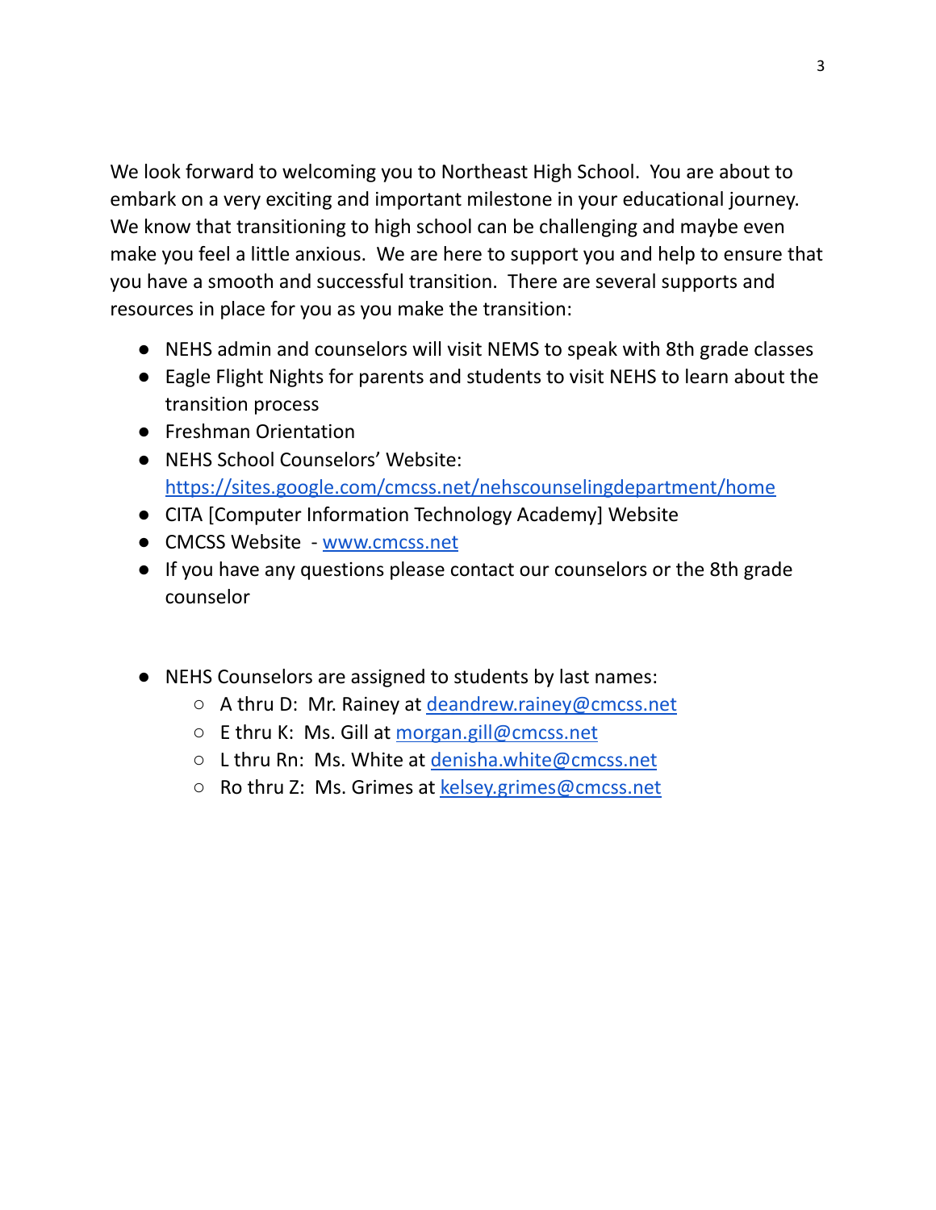We look forward to welcoming you to Northeast High School. You are about to embark on a very exciting and important milestone in your educational journey. We know that transitioning to high school can be challenging and maybe even make you feel a little anxious. We are here to support you and help to ensure that you have a smooth and successful transition. There are several supports and resources in place for you as you make the transition:

- NEHS admin and counselors will visit NEMS to speak with 8th grade classes
- Eagle Flight Nights for parents and students to visit NEHS to learn about the transition process
- Freshman Orientation
- NEHS School Counselors' Website: [https://sites.google.com/cmcss.net/nehscounselingdepartment/home](https://sites.google.com/cmcss.net/nehscounselingdepartment/home)
- CITA [Computer Information Technology Academy] Website
- CMCSS Website - [www.cmcss.net](http://www.cmcss.net)
- If you have any questions please contact our counselors or the 8th grade counselor

- NEHS Counselors are assigned to students by last names:
  - A thru D: Mr. Rainey at [deandrew.rainey@cmcss.net](mailto:deandrew.rainey@cmcss.net)
  - E thru K: Ms. Gill at [morgan.gill@cmcss.net](mailto:morgan.gill@cmcss.net)
  - L thru Rn: Ms. White at [denisha.white@cmcss.net](mailto:denisha.white@cmcss.net)
  - Ro thru Z: Ms. Grimes at [kelsey.grimes@cmcss.net](mailto:kelsey.grimes@cmcss.net)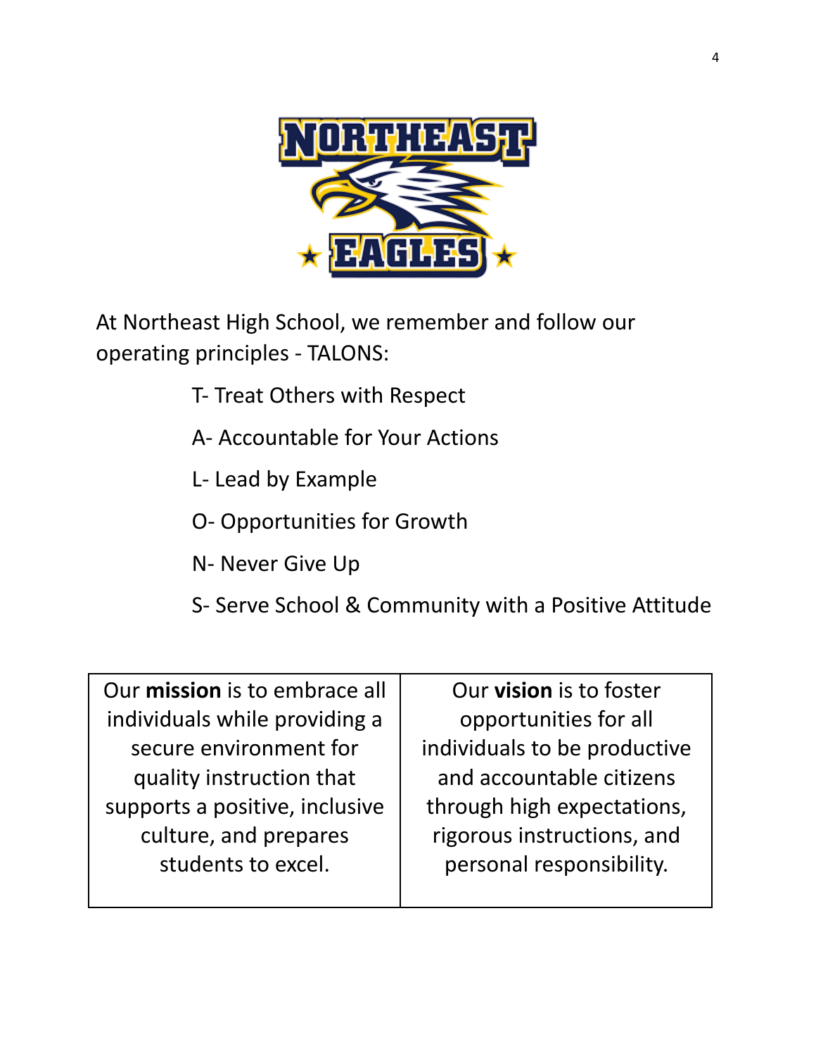At Northeast High School, we remember and follow our operating principles - TALONS:

- T- Treat Others with Respect
- A- Accountable for Your Actions
- L- Lead by Example
- O- Opportunities for Growth
- N- Never Give Up
- S- Serve School & Community with a Positive Attitude

| Our **mission** is to embrace all individuals while providing a secure environment for quality instruction that supports a positive, inclusive culture, and prepares students to excel. | Our **vision** is to foster opportunities for all individuals to be productive and accountable citizens through high expectations, rigorous instructions, and personal responsibility. |
|---|---|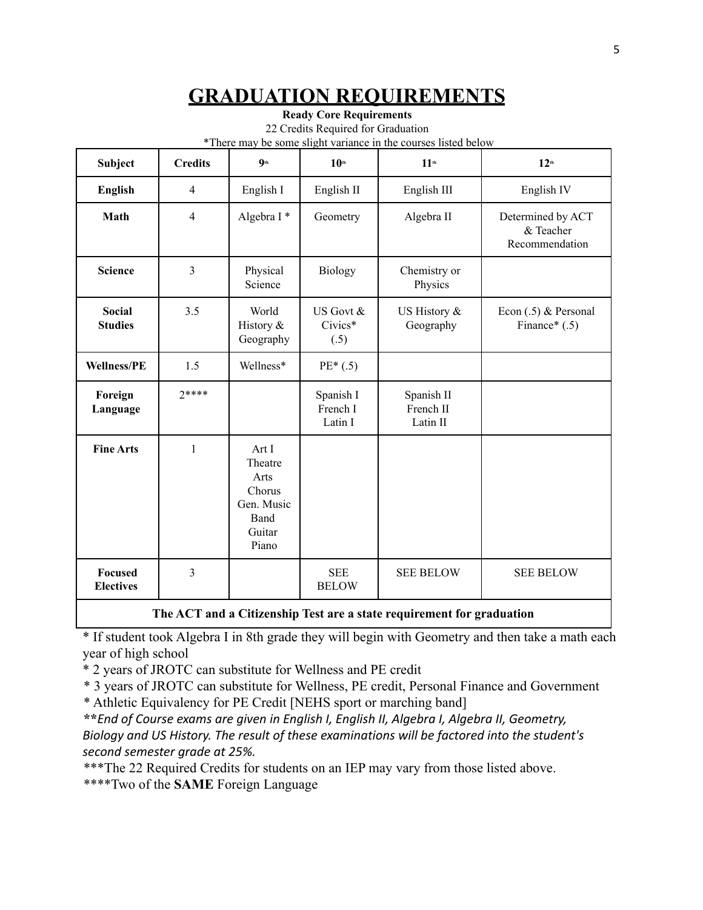# GRADUATION REQUIREMENTS

**Ready Core Requirements**

22 Credits Required for Graduation

*There may be some slight variance in the courses listed below

| Subject | Credits | 9th | 10th | 11th | 12th |
|---|---|---|---|---|---|
| **English** | 4 | English I | English II | English III | English IV |
| **Math** | 4 | Algebra I * | Geometry | Algebra II | Determined by ACT & Teacher Recommendation |
| **Science** | 3 | Physical Science | Biology | Chemistry or Physics | |
| **Social Studies** | 3.5 | World History & Geography | US Govt & Civics* (.5) | US History & Geography | Econ (.5) & Personal Finance* (.5) |
| **Wellness/PE** | 1.5 | Wellness* | PE* (.5) | | |
| **Foreign Language** | 2**** | | Spanish I<br>French I<br>Latin I | Spanish II<br>French II<br>Latin II | |
| **Fine Arts** | 1 | Art I<br>Theatre Arts<br>Chorus<br>Gen. Music<br>Band<br>Guitar<br>Piano | | | |
| **Focused Electives** | 3 | | SEE BELOW | SEE BELOW | SEE BELOW |
| **The ACT and a Citizenship Test are a state requirement for graduation** | | | | | |

* If student took Algebra I in 8th grade they will begin with Geometry and then take a math each year of high school

* 2 years of JROTC can substitute for Wellness and PE credit

* 3 years of JROTC can substitute for Wellness, PE credit, Personal Finance and Government

* Athletic Equivalency for PE Credit [NEHS sport or marching band]

*\*\*End of Course exams are given in English I, English II, Algebra I, Algebra II, Geometry, Biology and US History. The result of these examinations will be factored into the student's second semester grade at 25%.*

***The 22 Required Credits for students on an IEP may vary from those listed above.

****Two of the **SAME** Foreign Language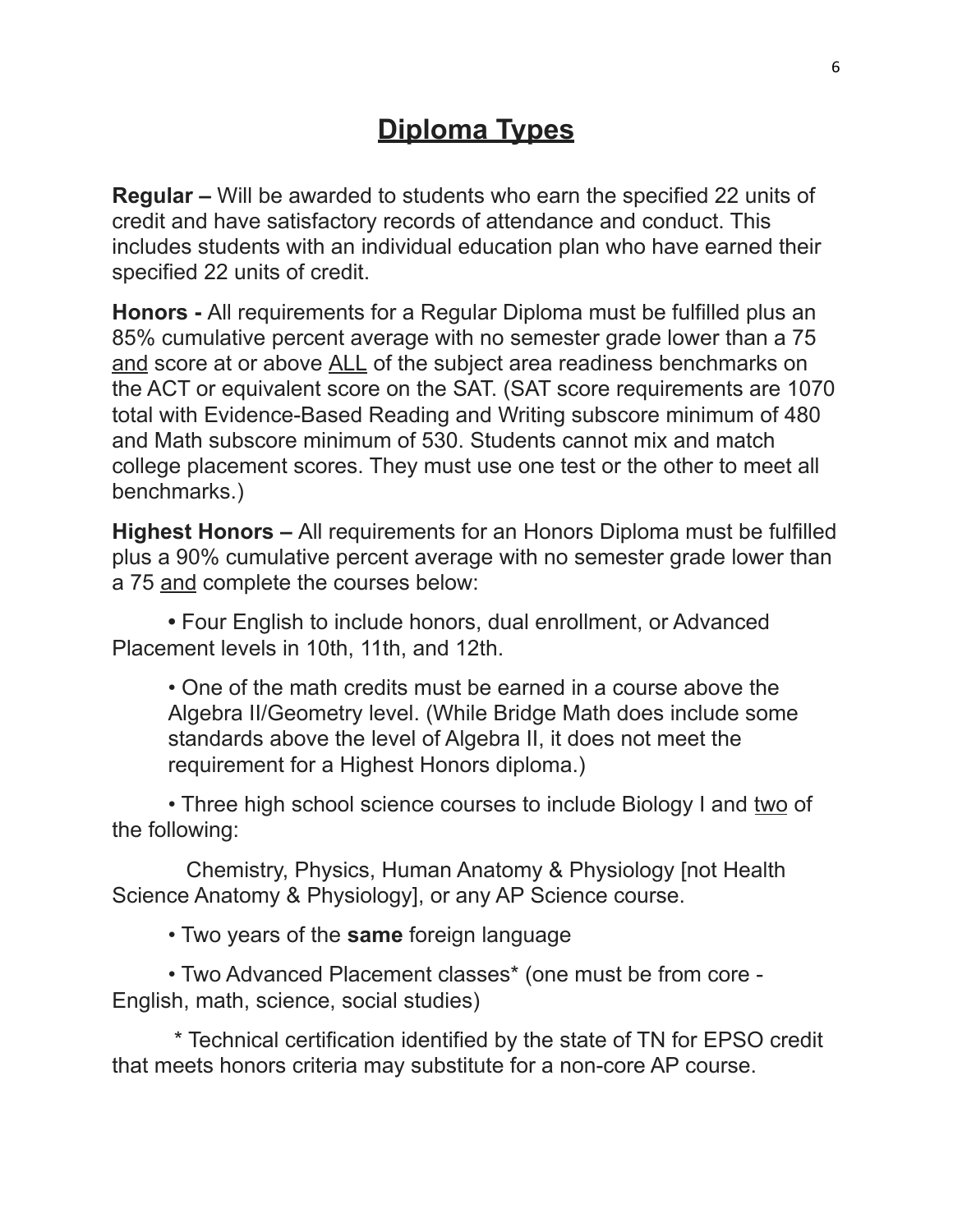# Diploma Types

**Regular –** Will be awarded to students who earn the specified 22 units of credit and have satisfactory records of attendance and conduct. This includes students with an individual education plan who have earned their specified 22 units of credit.

**Honors -** All requirements for a Regular Diploma must be fulfilled plus an 85% cumulative percent average with no semester grade lower than a 75 and score at or above ALL of the subject area readiness benchmarks on the ACT or equivalent score on the SAT. (SAT score requirements are 1070 total with Evidence-Based Reading and Writing subscore minimum of 480 and Math subscore minimum of 530. Students cannot mix and match college placement scores. They must use one test or the other to meet all benchmarks.)

**Highest Honors –** All requirements for an Honors Diploma must be fulfilled plus a 90% cumulative percent average with no semester grade lower than a 75 and complete the courses below:

- Four English to include honors, dual enrollment, or Advanced Placement levels in 10th, 11th, and 12th.
- One of the math credits must be earned in a course above the Algebra II/Geometry level. (While Bridge Math does include some standards above the level of Algebra II, it does not meet the requirement for a Highest Honors diploma.)
- Three high school science courses to include Biology I and two of the following:

  Chemistry, Physics, Human Anatomy & Physiology [not Health Science Anatomy & Physiology], or any AP Science course.
- Two years of the **same** foreign language
- Two Advanced Placement classes* (one must be from core - English, math, science, social studies)

\* Technical certification identified by the state of TN for EPSO credit that meets honors criteria may substitute for a non-core AP course.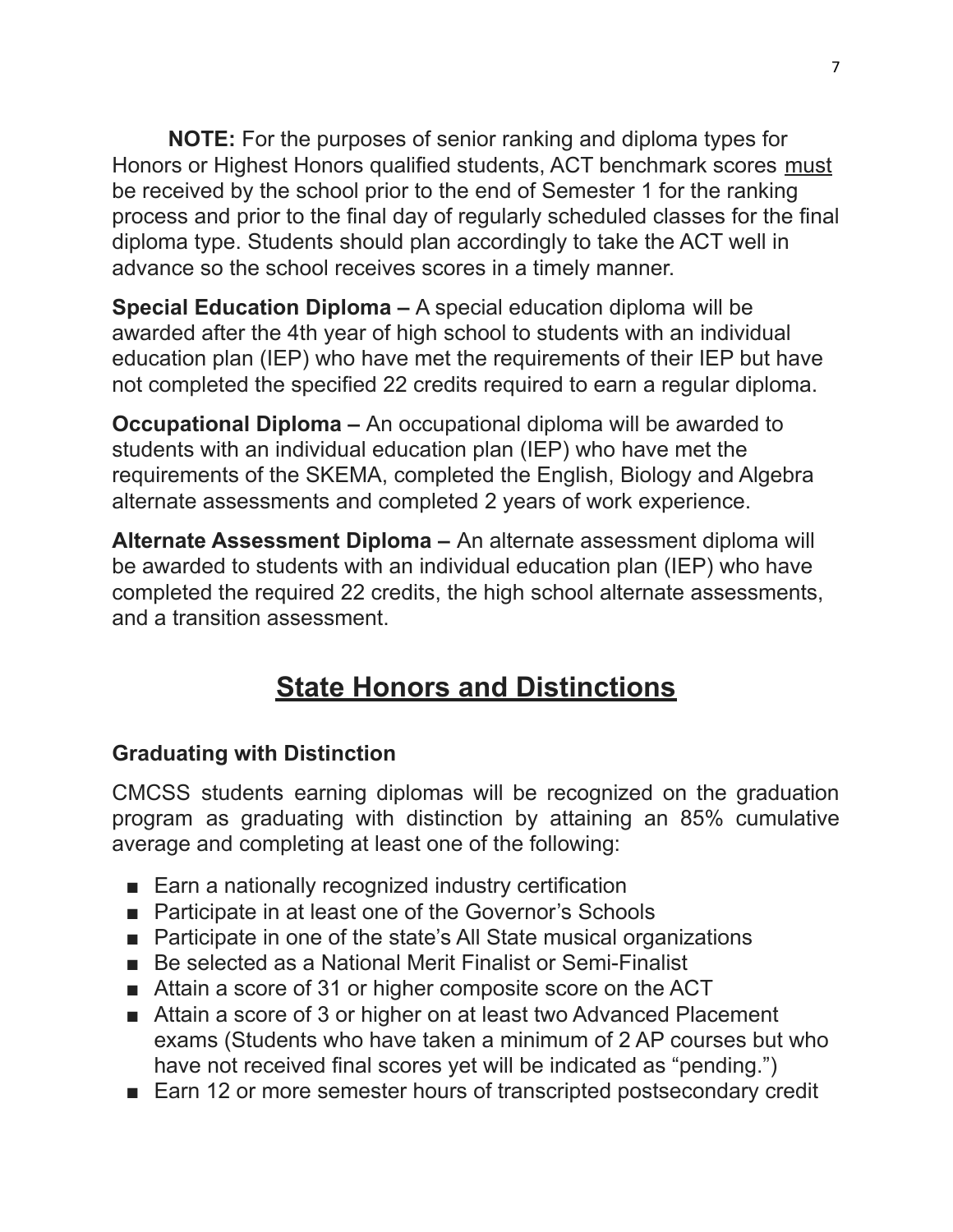**NOTE:** For the purposes of senior ranking and diploma types for Honors or Highest Honors qualified students, ACT benchmark scores must be received by the school prior to the end of Semester 1 for the ranking process and prior to the final day of regularly scheduled classes for the final diploma type. Students should plan accordingly to take the ACT well in advance so the school receives scores in a timely manner.

**Special Education Diploma –** A special education diploma will be awarded after the 4th year of high school to students with an individual education plan (IEP) who have met the requirements of their IEP but have not completed the specified 22 credits required to earn a regular diploma.

**Occupational Diploma –** An occupational diploma will be awarded to students with an individual education plan (IEP) who have met the requirements of the SKEMA, completed the English, Biology and Algebra alternate assessments and completed 2 years of work experience.

**Alternate Assessment Diploma –** An alternate assessment diploma will be awarded to students with an individual education plan (IEP) who have completed the required 22 credits, the high school alternate assessments, and a transition assessment.

# State Honors and Distinctions

### Graduating with Distinction

CMCSS students earning diplomas will be recognized on the graduation program as graduating with distinction by attaining an 85% cumulative average and completing at least one of the following:

- Earn a nationally recognized industry certification
- Participate in at least one of the Governor's Schools
- Participate in one of the state's All State musical organizations
- Be selected as a National Merit Finalist or Semi-Finalist
- Attain a score of 31 or higher composite score on the ACT
- Attain a score of 3 or higher on at least two Advanced Placement exams (Students who have taken a minimum of 2 AP courses but who have not received final scores yet will be indicated as "pending.")
- Earn 12 or more semester hours of transcripted postsecondary credit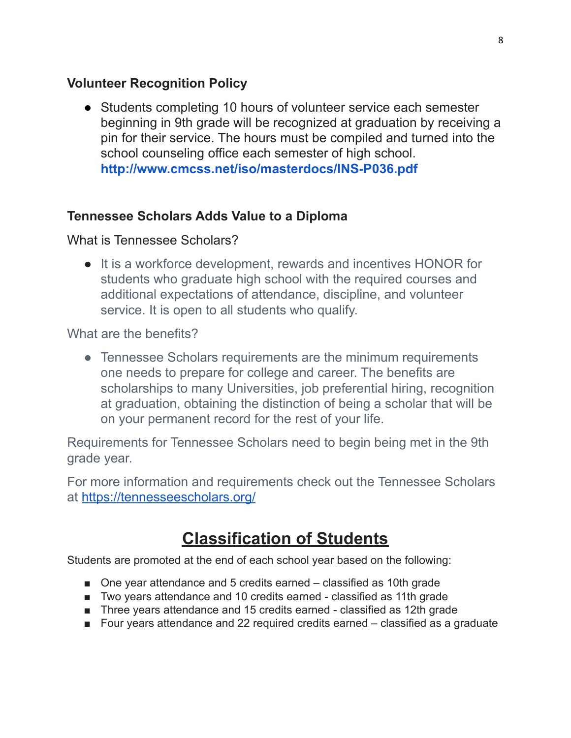### Volunteer Recognition Policy

- Students completing 10 hours of volunteer service each semester beginning in 9th grade will be recognized at graduation by receiving a pin for their service. The hours must be compiled and turned into the school counseling office each semester of high school. **http://www.cmcss.net/iso/masterdocs/INS-P036.pdf**

### Tennessee Scholars Adds Value to a Diploma

What is Tennessee Scholars?

- It is a workforce development, rewards and incentives HONOR for students who graduate high school with the required courses and additional expectations of attendance, discipline, and volunteer service. It is open to all students who qualify.

What are the benefits?

- Tennessee Scholars requirements are the minimum requirements one needs to prepare for college and career. The benefits are scholarships to many Universities, job preferential hiring, recognition at graduation, obtaining the distinction of being a scholar that will be on your permanent record for the rest of your life.

Requirements for Tennessee Scholars need to begin being met in the 9th grade year.

For more information and requirements check out the Tennessee Scholars at https://tennesseescholars.org/

## Classification of Students

Students are promoted at the end of each school year based on the following:

- One year attendance and 5 credits earned – classified as 10th grade
- Two years attendance and 10 credits earned - classified as 11th grade
- Three years attendance and 15 credits earned - classified as 12th grade
- Four years attendance and 22 required credits earned – classified as a graduate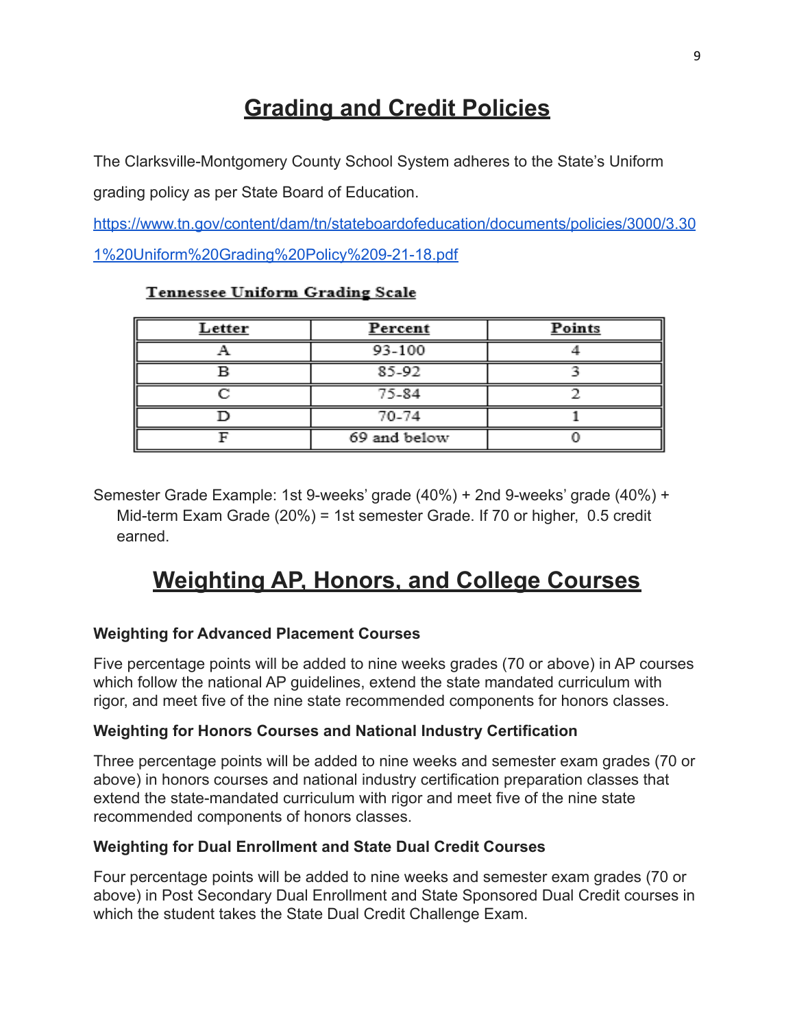# Grading and Credit Policies

The Clarksville-Montgomery County School System adheres to the State's Uniform grading policy as per State Board of Education.

https://www.tn.gov/content/dam/tn/stateboardofeducation/documents/policies/3000/3.301%20Uniform%20Grading%20Policy%209-21-18.pdf

**Tennessee Uniform Grading Scale**

| Letter | Percent | Points |
|---|---|---|
| A | 93-100 | 4 |
| B | 85-92 | 3 |
| C | 75-84 | 2 |
| D | 70-74 | 1 |
| F | 69 and below | 0 |

Semester Grade Example: 1st 9-weeks' grade (40%) + 2nd 9-weeks' grade (40%) + Mid-term Exam Grade (20%) = 1st semester Grade. If 70 or higher, 0.5 credit earned.

# Weighting AP, Honors, and College Courses

**Weighting for Advanced Placement Courses**

Five percentage points will be added to nine weeks grades (70 or above) in AP courses which follow the national AP guidelines, extend the state mandated curriculum with rigor, and meet five of the nine state recommended components for honors classes.

**Weighting for Honors Courses and National Industry Certification**

Three percentage points will be added to nine weeks and semester exam grades (70 or above) in honors courses and national industry certification preparation classes that extend the state-mandated curriculum with rigor and meet five of the nine state recommended components of honors classes.

**Weighting for Dual Enrollment and State Dual Credit Courses**

Four percentage points will be added to nine weeks and semester exam grades (70 or above) in Post Secondary Dual Enrollment and State Sponsored Dual Credit courses in which the student takes the State Dual Credit Challenge Exam.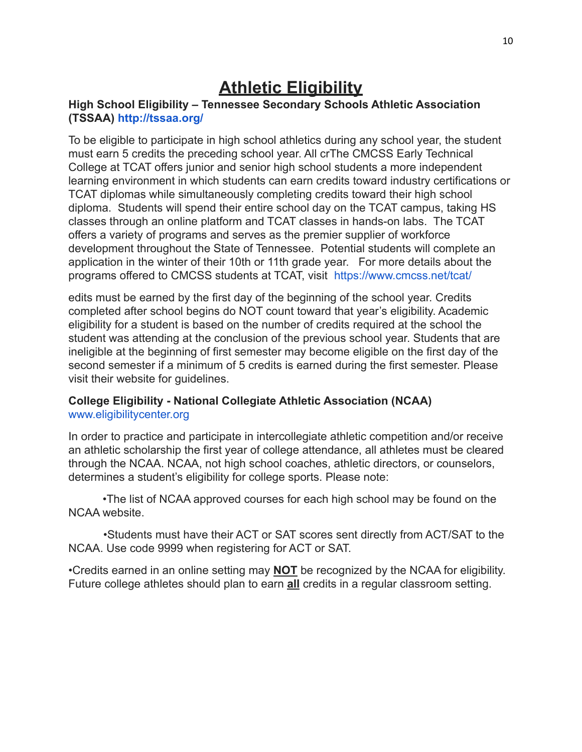# Athletic Eligibility

**High School Eligibility – Tennessee Secondary Schools Athletic Association (TSSAA) http://tssaa.org/**

To be eligible to participate in high school athletics during any school year, the student must earn 5 credits the preceding school year. All crThe CMCSS Early Technical College at TCAT offers junior and senior high school students a more independent learning environment in which students can earn credits toward industry certifications or TCAT diplomas while simultaneously completing credits toward their high school diploma. Students will spend their entire school day on the TCAT campus, taking HS classes through an online platform and TCAT classes in hands-on labs. The TCAT offers a variety of programs and serves as the premier supplier of workforce development throughout the State of Tennessee. Potential students will complete an application in the winter of their 10th or 11th grade year. For more details about the programs offered to CMCSS students at TCAT, visit https://www.cmcss.net/tcat/

edits must be earned by the first day of the beginning of the school year. Credits completed after school begins do NOT count toward that year's eligibility. Academic eligibility for a student is based on the number of credits required at the school the student was attending at the conclusion of the previous school year. Students that are ineligible at the beginning of first semester may become eligible on the first day of the second semester if a minimum of 5 credits is earned during the first semester. Please visit their website for guidelines.

**College Eligibility - National Collegiate Athletic Association (NCAA)**
www.eligibilitycenter.org

In order to practice and participate in intercollegiate athletic competition and/or receive an athletic scholarship the first year of college attendance, all athletes must be cleared through the NCAA. NCAA, not high school coaches, athletic directors, or counselors, determines a student's eligibility for college sports. Please note:

- The list of NCAA approved courses for each high school may be found on the NCAA website.
- Students must have their ACT or SAT scores sent directly from ACT/SAT to the NCAA. Use code 9999 when registering for ACT or SAT.
- Credits earned in an online setting may **NOT** be recognized by the NCAA for eligibility. Future college athletes should plan to earn **all** credits in a regular classroom setting.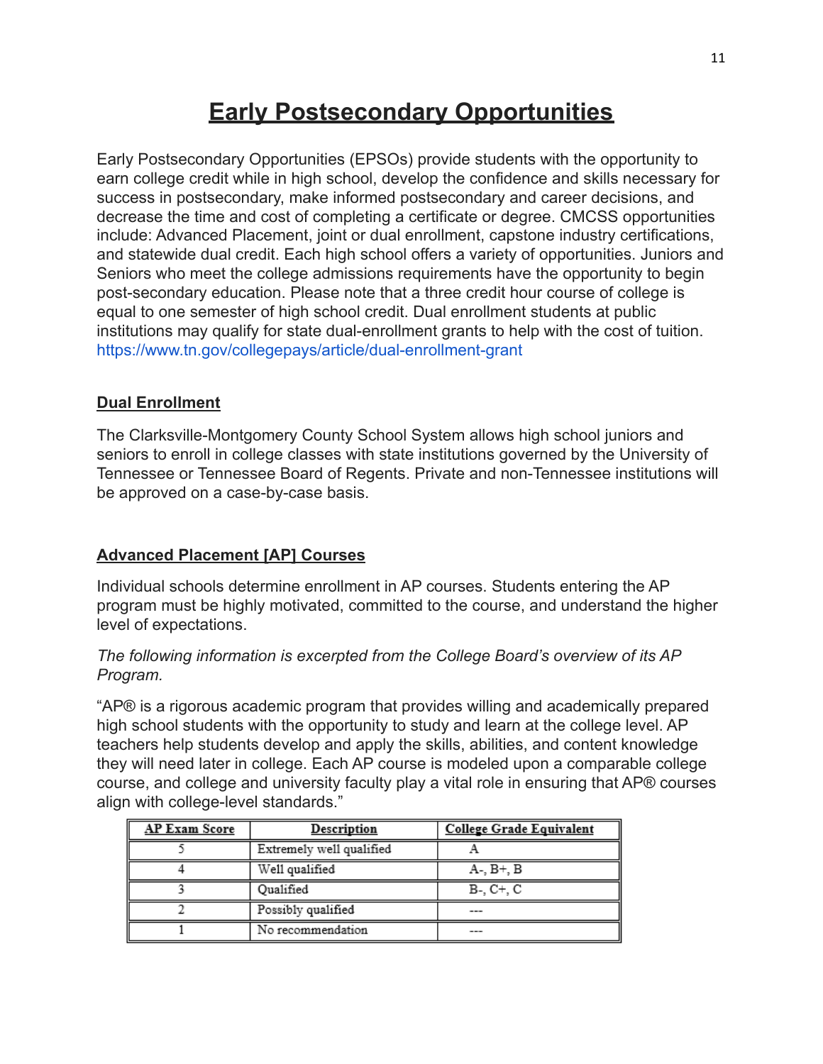# Early Postsecondary Opportunities

Early Postsecondary Opportunities (EPSOs) provide students with the opportunity to earn college credit while in high school, develop the confidence and skills necessary for success in postsecondary, make informed postsecondary and career decisions, and decrease the time and cost of completing a certificate or degree. CMCSS opportunities include: Advanced Placement, joint or dual enrollment, capstone industry certifications, and statewide dual credit. Each high school offers a variety of opportunities. Juniors and Seniors who meet the college admissions requirements have the opportunity to begin post-secondary education. Please note that a three credit hour course of college is equal to one semester of high school credit. Dual enrollment students at public institutions may qualify for state dual-enrollment grants to help with the cost of tuition. https://www.tn.gov/collegepays/article/dual-enrollment-grant

## Dual Enrollment

The Clarksville-Montgomery County School System allows high school juniors and seniors to enroll in college classes with state institutions governed by the University of Tennessee or Tennessee Board of Regents. Private and non-Tennessee institutions will be approved on a case-by-case basis.

## Advanced Placement [AP] Courses

Individual schools determine enrollment in AP courses. Students entering the AP program must be highly motivated, committed to the course, and understand the higher level of expectations.

*The following information is excerpted from the College Board's overview of its AP Program.*

"AP® is a rigorous academic program that provides willing and academically prepared high school students with the opportunity to study and learn at the college level. AP teachers help students develop and apply the skills, abilities, and content knowledge they will need later in college. Each AP course is modeled upon a comparable college course, and college and university faculty play a vital role in ensuring that AP® courses align with college-level standards."

| AP Exam Score | Description | College Grade Equivalent |
|---|---|---|
| 5 | Extremely well qualified | A |
| 4 | Well qualified | A-, B+, B |
| 3 | Qualified | B-, C+, C |
| 2 | Possibly qualified | --- |
| 1 | No recommendation | --- |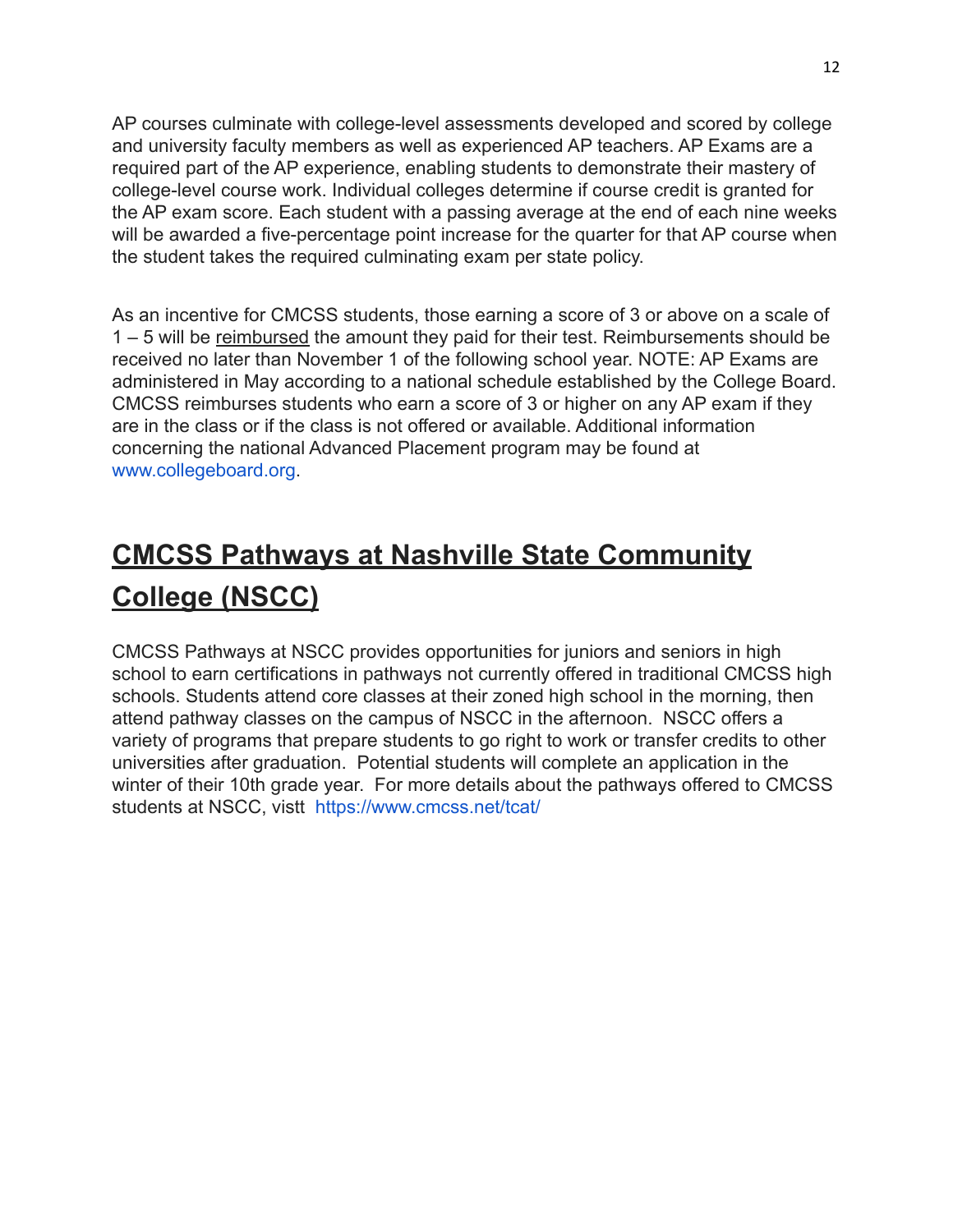AP courses culminate with college-level assessments developed and scored by college and university faculty members as well as experienced AP teachers. AP Exams are a required part of the AP experience, enabling students to demonstrate their mastery of college-level course work. Individual colleges determine if course credit is granted for the AP exam score. Each student with a passing average at the end of each nine weeks will be awarded a five-percentage point increase for the quarter for that AP course when the student takes the required culminating exam per state policy.

As an incentive for CMCSS students, those earning a score of 3 or above on a scale of 1 – 5 will be <u>reimbursed</u> the amount they paid for their test. Reimbursements should be received no later than November 1 of the following school year. NOTE: AP Exams are administered in May according to a national schedule established by the College Board. CMCSS reimburses students who earn a score of 3 or higher on any AP exam if they are in the class or if the class is not offered or available. Additional information concerning the national Advanced Placement program may be found at www.collegeboard.org.

## **<u>CMCSS Pathways at Nashville State Community College (NSCC)</u>**

CMCSS Pathways at NSCC provides opportunities for juniors and seniors in high school to earn certifications in pathways not currently offered in traditional CMCSS high schools. Students attend core classes at their zoned high school in the morning, then attend pathway classes on the campus of NSCC in the afternoon. NSCC offers a variety of programs that prepare students to go right to work or transfer credits to other universities after graduation. Potential students will complete an application in the winter of their 10th grade year. For more details about the pathways offered to CMCSS students at NSCC, vistt https://www.cmcss.net/tcat/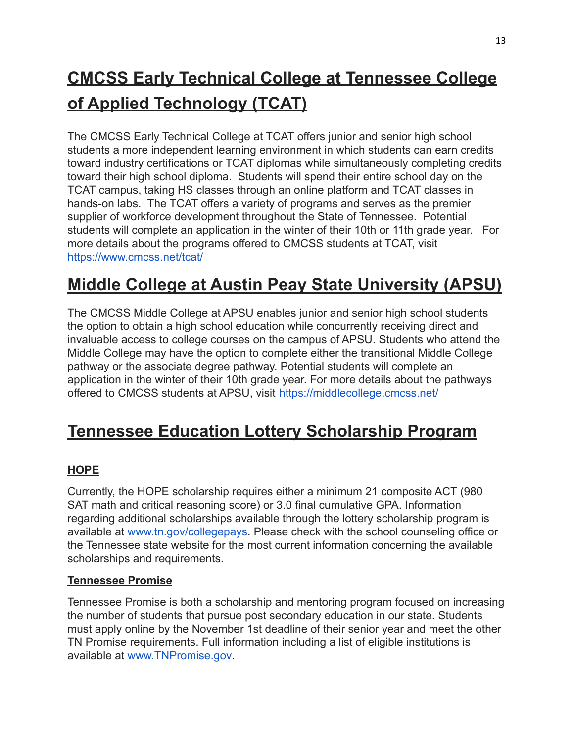# CMCSS Early Technical College at Tennessee College of Applied Technology (TCAT)

The CMCSS Early Technical College at TCAT offers junior and senior high school students a more independent learning environment in which students can earn credits toward industry certifications or TCAT diplomas while simultaneously completing credits toward their high school diploma. Students will spend their entire school day on the TCAT campus, taking HS classes through an online platform and TCAT classes in hands-on labs. The TCAT offers a variety of programs and serves as the premier supplier of workforce development throughout the State of Tennessee. Potential students will complete an application in the winter of their 10th or 11th grade year. For more details about the programs offered to CMCSS students at TCAT, visit https://www.cmcss.net/tcat/

# Middle College at Austin Peay State University (APSU)

The CMCSS Middle College at APSU enables junior and senior high school students the option to obtain a high school education while concurrently receiving direct and invaluable access to college courses on the campus of APSU. Students who attend the Middle College may have the option to complete either the transitional Middle College pathway or the associate degree pathway. Potential students will complete an application in the winter of their 10th grade year. For more details about the pathways offered to CMCSS students at APSU, visit https://middlecollege.cmcss.net/

# Tennessee Education Lottery Scholarship Program

## HOPE

Currently, the HOPE scholarship requires either a minimum 21 composite ACT (980 SAT math and critical reasoning score) or 3.0 final cumulative GPA. Information regarding additional scholarships available through the lottery scholarship program is available at www.tn.gov/collegepays. Please check with the school counseling office or the Tennessee state website for the most current information concerning the available scholarships and requirements.

## Tennessee Promise

Tennessee Promise is both a scholarship and mentoring program focused on increasing the number of students that pursue post secondary education in our state. Students must apply online by the November 1st deadline of their senior year and meet the other TN Promise requirements. Full information including a list of eligible institutions is available at www.TNPromise.gov.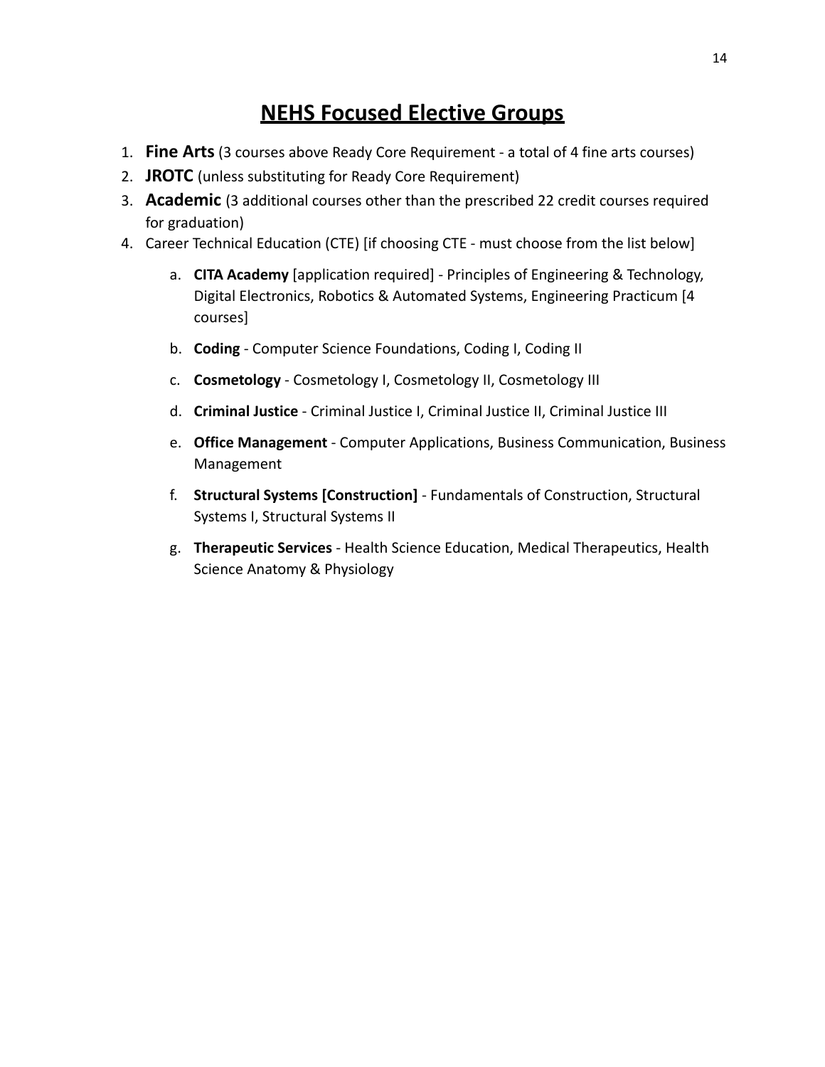# NEHS Focused Elective Groups

1. **Fine Arts** (3 courses above Ready Core Requirement - a total of 4 fine arts courses)
2. **JROTC** (unless substituting for Ready Core Requirement)
3. **Academic** (3 additional courses other than the prescribed 22 credit courses required for graduation)
4. Career Technical Education (CTE) [if choosing CTE - must choose from the list below]
    a. **CITA Academy** [application required] - Principles of Engineering & Technology, Digital Electronics, Robotics & Automated Systems, Engineering Practicum [4 courses]
    b. **Coding** - Computer Science Foundations, Coding I, Coding II
    c. **Cosmetology** - Cosmetology I, Cosmetology II, Cosmetology III
    d. **Criminal Justice** - Criminal Justice I, Criminal Justice II, Criminal Justice III
    e. **Office Management** - Computer Applications, Business Communication, Business Management
    f. **Structural Systems [Construction]** - Fundamentals of Construction, Structural Systems I, Structural Systems II
    g. **Therapeutic Services** - Health Science Education, Medical Therapeutics, Health Science Anatomy & Physiology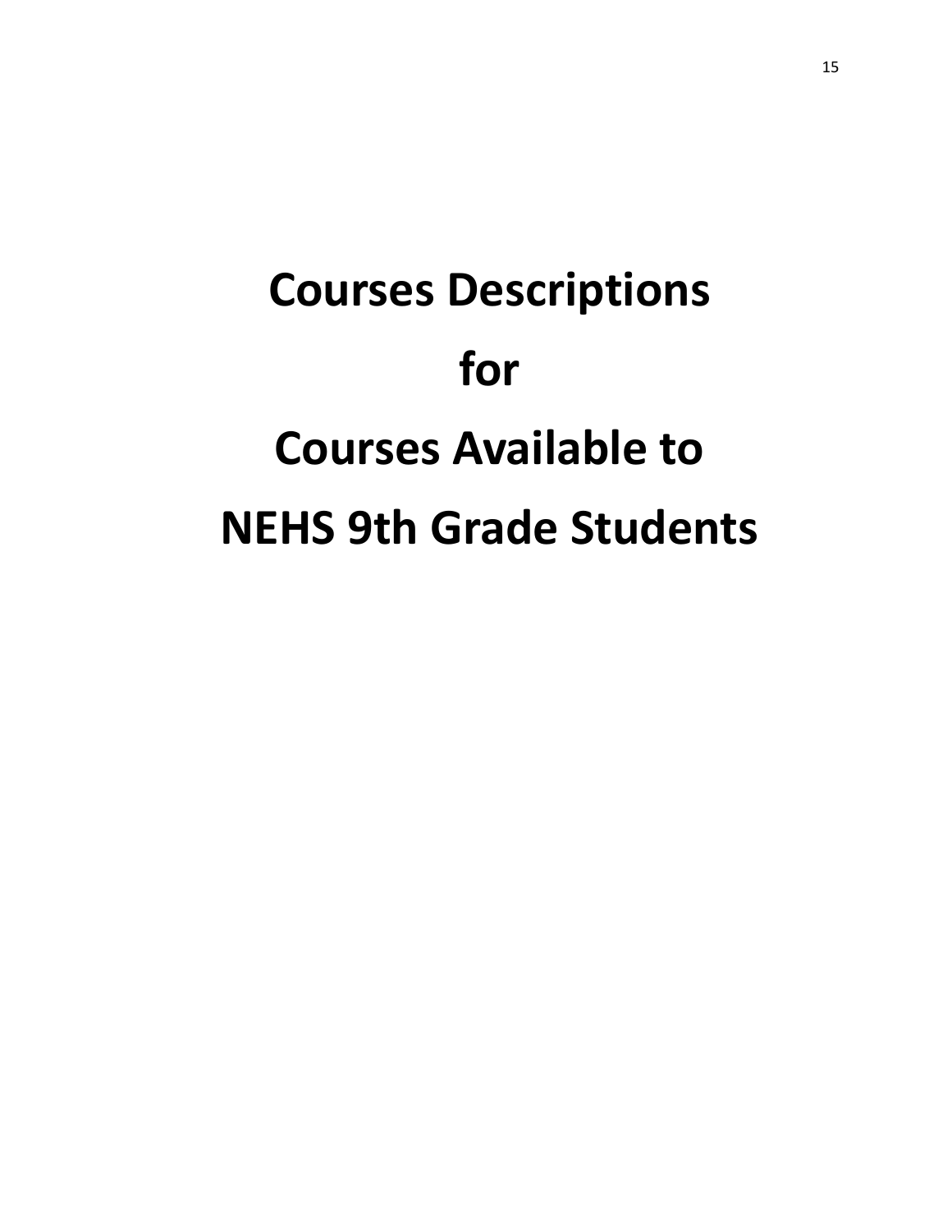# Courses Descriptions

# for

# Courses Available to

# NEHS 9th Grade Students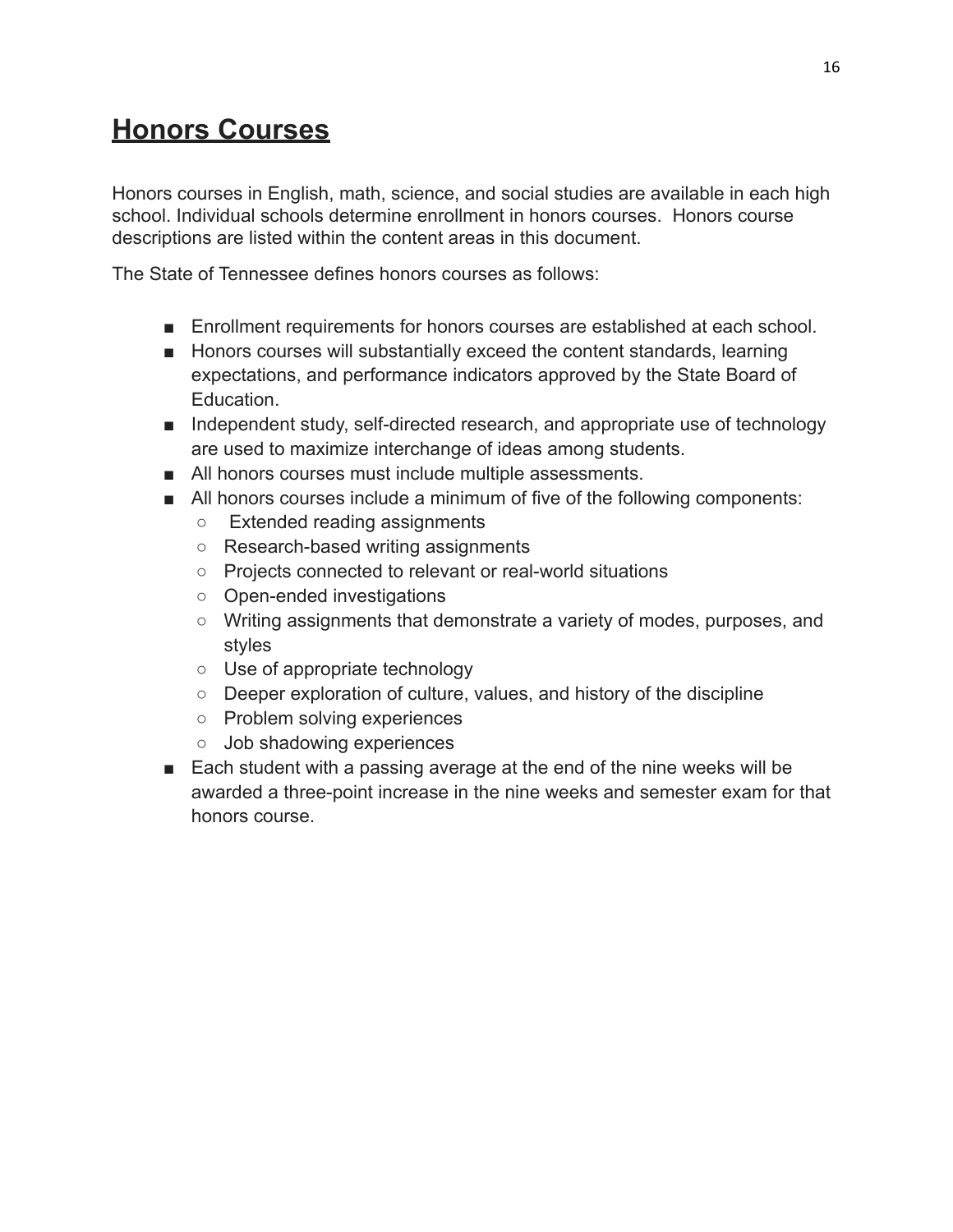# Honors Courses

Honors courses in English, math, science, and social studies are available in each high school. Individual schools determine enrollment in honors courses. Honors course descriptions are listed within the content areas in this document.

The State of Tennessee defines honors courses as follows:

- Enrollment requirements for honors courses are established at each school.
- Honors courses will substantially exceed the content standards, learning expectations, and performance indicators approved by the State Board of Education.
- Independent study, self-directed research, and appropriate use of technology are used to maximize interchange of ideas among students.
- All honors courses must include multiple assessments.
- All honors courses include a minimum of five of the following components:
  - Extended reading assignments
  - Research-based writing assignments
  - Projects connected to relevant or real-world situations
  - Open-ended investigations
  - Writing assignments that demonstrate a variety of modes, purposes, and styles
  - Use of appropriate technology
  - Deeper exploration of culture, values, and history of the discipline
  - Problem solving experiences
  - Job shadowing experiences
- Each student with a passing average at the end of the nine weeks will be awarded a three-point increase in the nine weeks and semester exam for that honors course.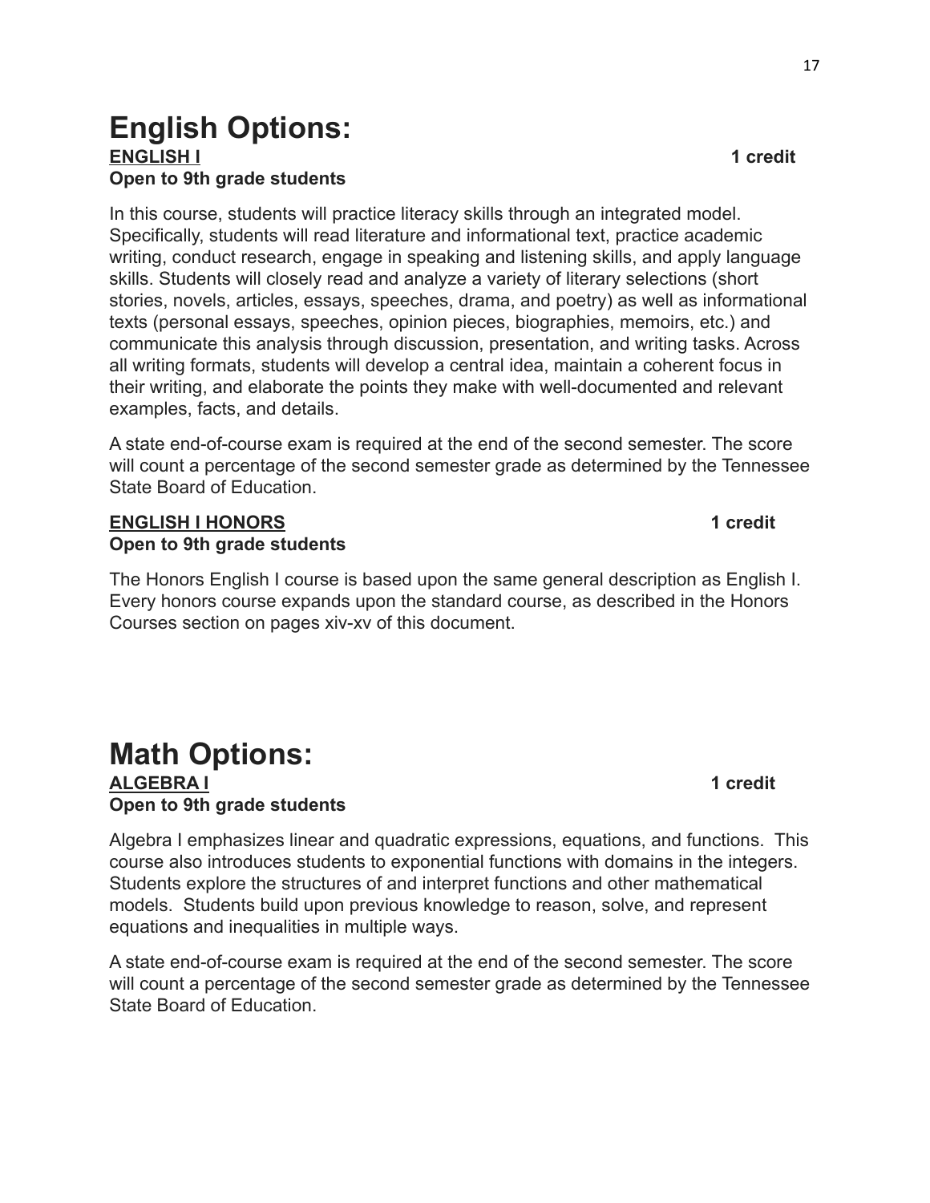# English Options:

**ENGLISH I** **1 credit**
**Open to 9th grade students**

In this course, students will practice literacy skills through an integrated model. Specifically, students will read literature and informational text, practice academic writing, conduct research, engage in speaking and listening skills, and apply language skills. Students will closely read and analyze a variety of literary selections (short stories, novels, articles, essays, speeches, drama, and poetry) as well as informational texts (personal essays, speeches, opinion pieces, biographies, memoirs, etc.) and communicate this analysis through discussion, presentation, and writing tasks. Across all writing formats, students will develop a central idea, maintain a coherent focus in their writing, and elaborate the points they make with well-documented and relevant examples, facts, and details.

A state end-of-course exam is required at the end of the second semester. The score will count a percentage of the second semester grade as determined by the Tennessee State Board of Education.

**ENGLISH I HONORS** **1 credit**
**Open to 9th grade students**

The Honors English I course is based upon the same general description as English I. Every honors course expands upon the standard course, as described in the Honors Courses section on pages xiv-xv of this document.

# Math Options:

**ALGEBRA I** **1 credit**
**Open to 9th grade students**

Algebra I emphasizes linear and quadratic expressions, equations, and functions. This course also introduces students to exponential functions with domains in the integers. Students explore the structures of and interpret functions and other mathematical models. Students build upon previous knowledge to reason, solve, and represent equations and inequalities in multiple ways.

A state end-of-course exam is required at the end of the second semester. The score will count a percentage of the second semester grade as determined by the Tennessee State Board of Education.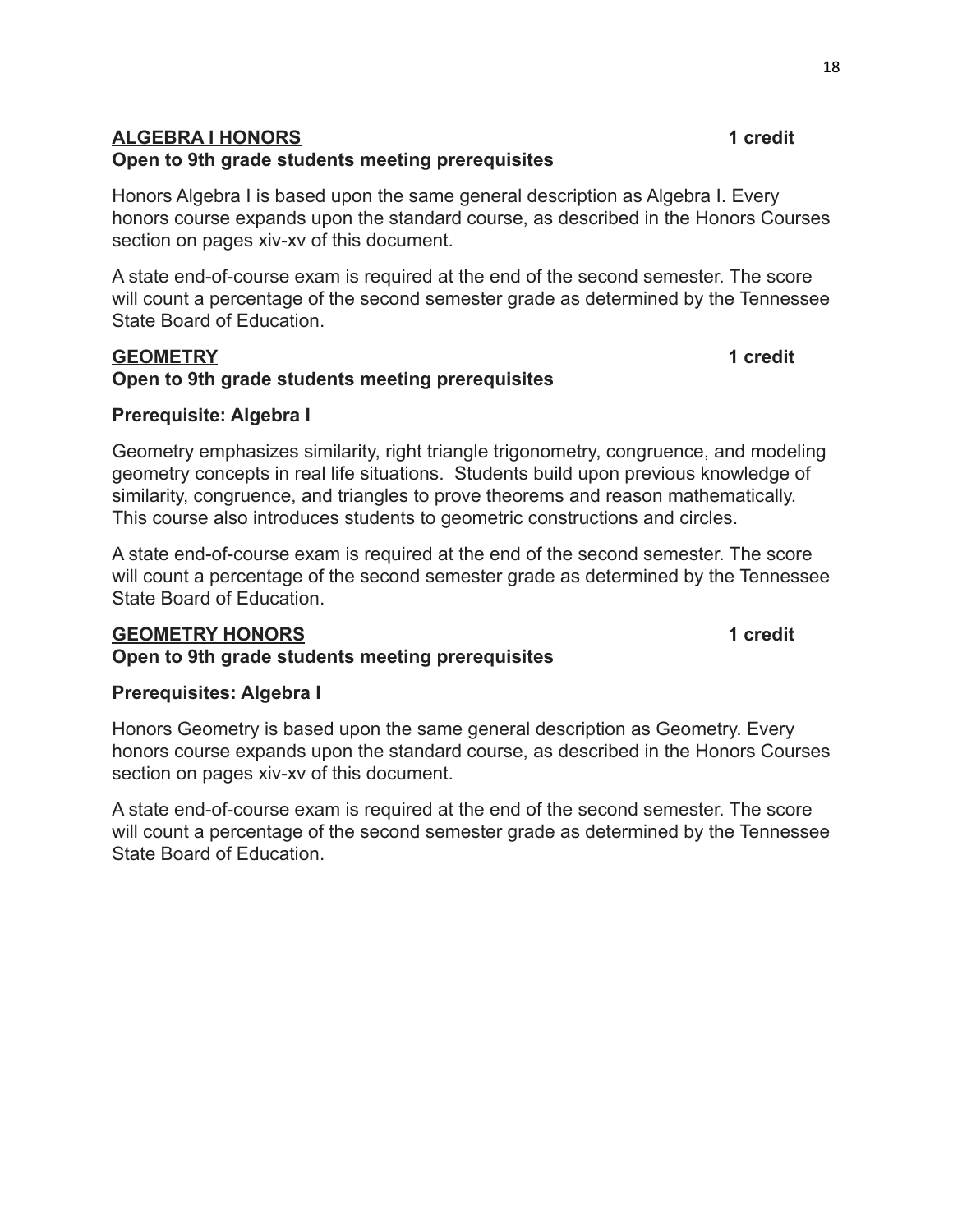## <u>ALGEBRA I HONORS</u> 1 credit

**Open to 9th grade students meeting prerequisites**

Honors Algebra I is based upon the same general description as Algebra I. Every honors course expands upon the standard course, as described in the Honors Courses section on pages xiv-xv of this document.

A state end-of-course exam is required at the end of the second semester. The score will count a percentage of the second semester grade as determined by the Tennessee State Board of Education.

## <u>GEOMETRY</u> 1 credit

**Open to 9th grade students meeting prerequisites**

**Prerequisite: Algebra I**

Geometry emphasizes similarity, right triangle trigonometry, congruence, and modeling geometry concepts in real life situations. Students build upon previous knowledge of similarity, congruence, and triangles to prove theorems and reason mathematically. This course also introduces students to geometric constructions and circles.

A state end-of-course exam is required at the end of the second semester. The score will count a percentage of the second semester grade as determined by the Tennessee State Board of Education.

## <u>GEOMETRY HONORS</u> 1 credit

**Open to 9th grade students meeting prerequisites**

**Prerequisites: Algebra I**

Honors Geometry is based upon the same general description as Geometry. Every honors course expands upon the standard course, as described in the Honors Courses section on pages xiv-xv of this document.

A state end-of-course exam is required at the end of the second semester. The score will count a percentage of the second semester grade as determined by the Tennessee State Board of Education.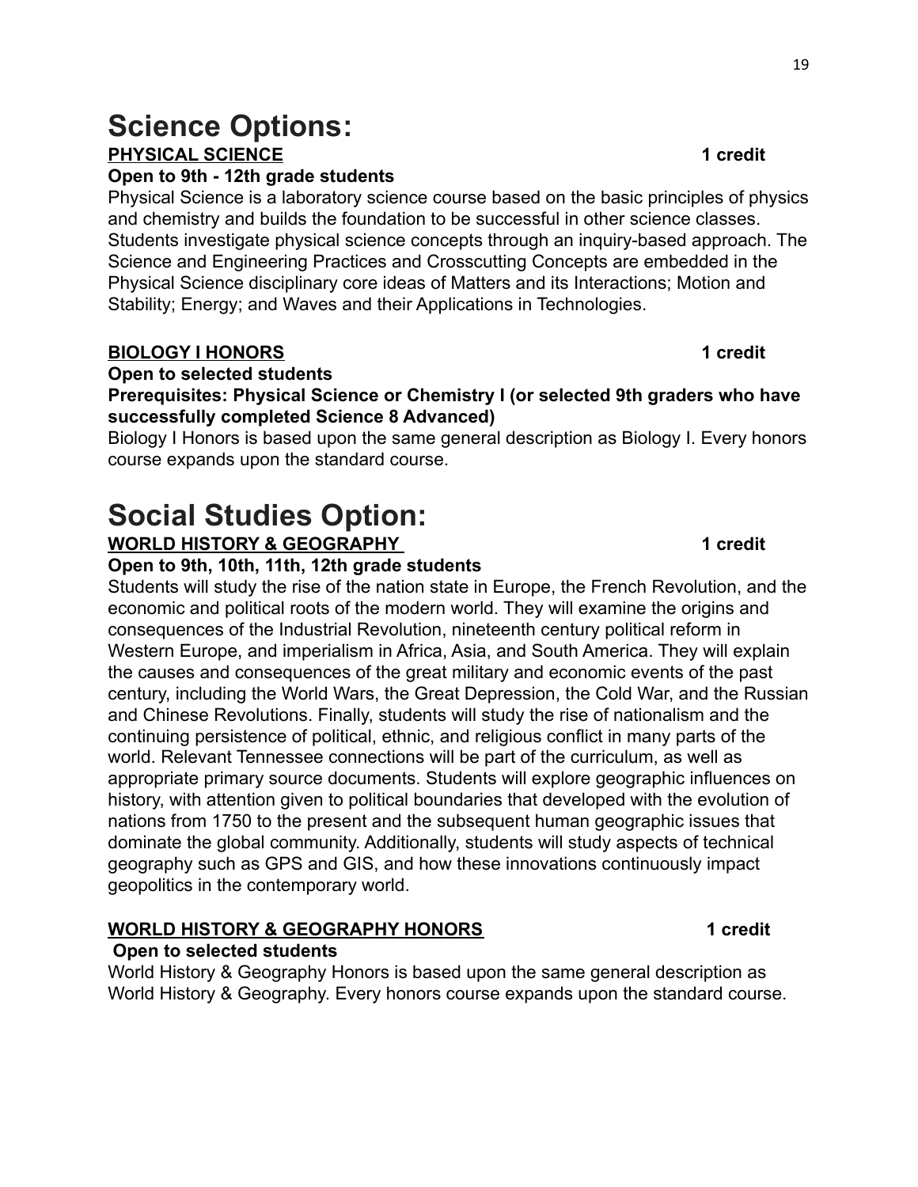# Science Options:

**PHYSICAL SCIENCE** **1 credit**

**Open to 9th - 12th grade students**

Physical Science is a laboratory science course based on the basic principles of physics and chemistry and builds the foundation to be successful in other science classes. Students investigate physical science concepts through an inquiry-based approach. The Science and Engineering Practices and Crosscutting Concepts are embedded in the Physical Science disciplinary core ideas of Matters and its Interactions; Motion and Stability; Energy; and Waves and their Applications in Technologies.

**BIOLOGY I HONORS** **1 credit**

**Open to selected students**

**Prerequisites: Physical Science or Chemistry I (or selected 9th graders who have successfully completed Science 8 Advanced)**

Biology I Honors is based upon the same general description as Biology I. Every honors course expands upon the standard course.

# Social Studies Option:

**WORLD HISTORY & GEOGRAPHY** **1 credit**

**Open to 9th, 10th, 11th, 12th grade students**

Students will study the rise of the nation state in Europe, the French Revolution, and the economic and political roots of the modern world. They will examine the origins and consequences of the Industrial Revolution, nineteenth century political reform in Western Europe, and imperialism in Africa, Asia, and South America. They will explain the causes and consequences of the great military and economic events of the past century, including the World Wars, the Great Depression, the Cold War, and the Russian and Chinese Revolutions. Finally, students will study the rise of nationalism and the continuing persistence of political, ethnic, and religious conflict in many parts of the world. Relevant Tennessee connections will be part of the curriculum, as well as appropriate primary source documents. Students will explore geographic influences on history, with attention given to political boundaries that developed with the evolution of nations from 1750 to the present and the subsequent human geographic issues that dominate the global community. Additionally, students will study aspects of technical geography such as GPS and GIS, and how these innovations continuously impact geopolitics in the contemporary world.

**WORLD HISTORY & GEOGRAPHY HONORS** **1 credit**

**Open to selected students**

World History & Geography Honors is based upon the same general description as World History & Geography. Every honors course expands upon the standard course.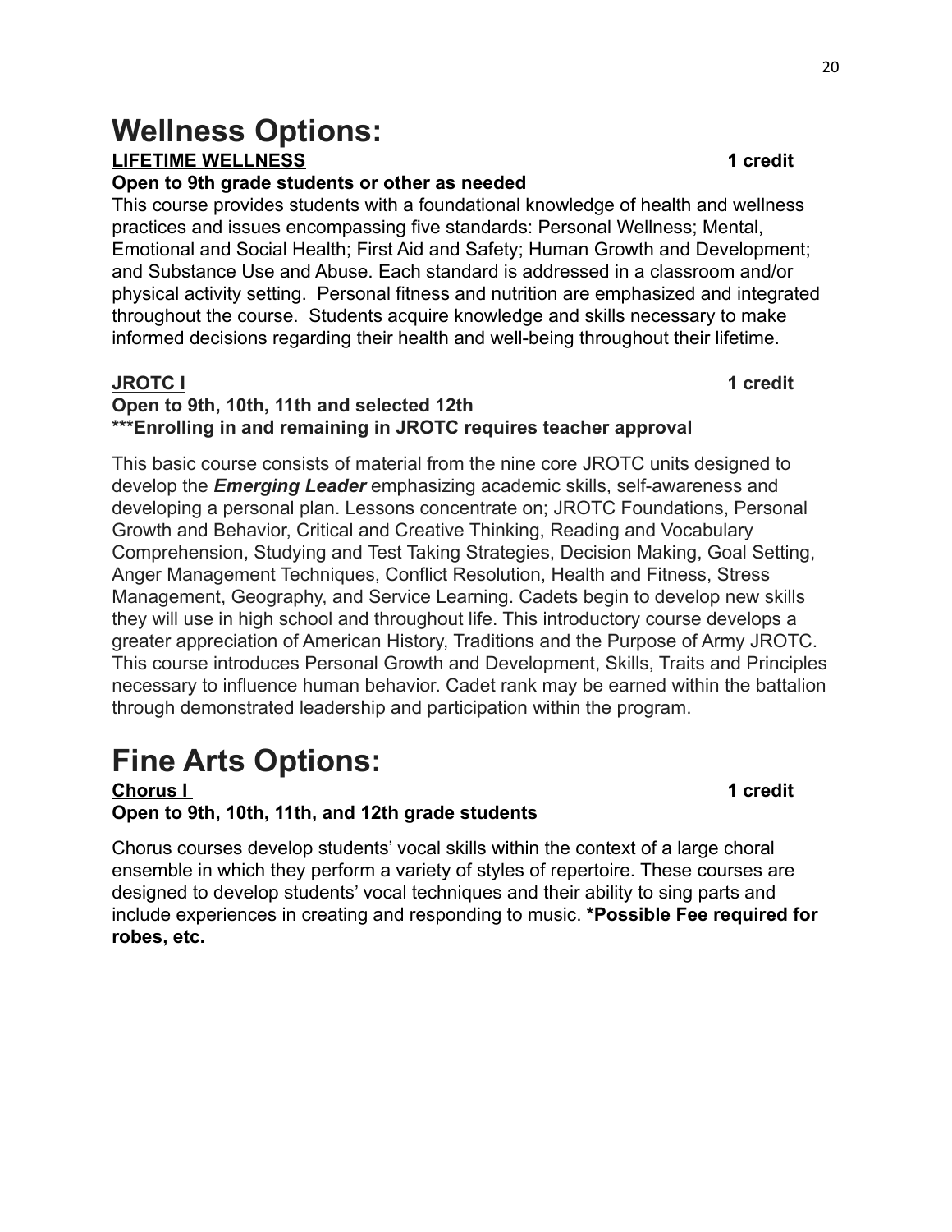# Wellness Options:

**LIFETIME WELLNESS** **1 credit**

**Open to 9th grade students or other as needed**

This course provides students with a foundational knowledge of health and wellness practices and issues encompassing five standards: Personal Wellness; Mental, Emotional and Social Health; First Aid and Safety; Human Growth and Development; and Substance Use and Abuse. Each standard is addressed in a classroom and/or physical activity setting. Personal fitness and nutrition are emphasized and integrated throughout the course. Students acquire knowledge and skills necessary to make informed decisions regarding their health and well-being throughout their lifetime.

**JROTC I** **1 credit**

**Open to 9th, 10th, 11th and selected 12th**
**\*\*\*Enrolling in and remaining in JROTC requires teacher approval**

This basic course consists of material from the nine core JROTC units designed to develop the ***Emerging Leader*** emphasizing academic skills, self-awareness and developing a personal plan. Lessons concentrate on; JROTC Foundations, Personal Growth and Behavior, Critical and Creative Thinking, Reading and Vocabulary Comprehension, Studying and Test Taking Strategies, Decision Making, Goal Setting, Anger Management Techniques, Conflict Resolution, Health and Fitness, Stress Management, Geography, and Service Learning. Cadets begin to develop new skills they will use in high school and throughout life. This introductory course develops a greater appreciation of American History, Traditions and the Purpose of Army JROTC. This course introduces Personal Growth and Development, Skills, Traits and Principles necessary to influence human behavior. Cadet rank may be earned within the battalion through demonstrated leadership and participation within the program.

# Fine Arts Options:

**Chorus I** **1 credit**

**Open to 9th, 10th, 11th, and 12th grade students**

Chorus courses develop students' vocal skills within the context of a large choral ensemble in which they perform a variety of styles of repertoire. These courses are designed to develop students' vocal techniques and their ability to sing parts and include experiences in creating and responding to music. **\*Possible Fee required for robes, etc.**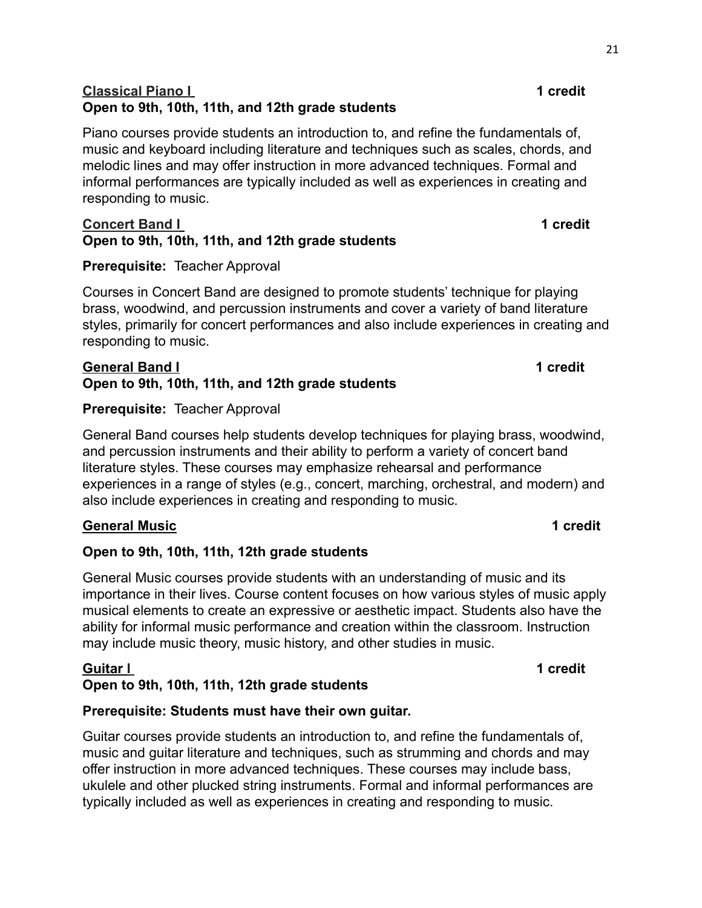**Classical Piano I** **1 credit**
**Open to 9th, 10th, 11th, and 12th grade students**

Piano courses provide students an introduction to, and refine the fundamentals of, music and keyboard including literature and techniques such as scales, chords, and melodic lines and may offer instruction in more advanced techniques. Formal and informal performances are typically included as well as experiences in creating and responding to music.

**Concert Band I** **1 credit**
**Open to 9th, 10th, 11th, and 12th grade students**

**Prerequisite:** Teacher Approval

Courses in Concert Band are designed to promote students' technique for playing brass, woodwind, and percussion instruments and cover a variety of band literature styles, primarily for concert performances and also include experiences in creating and responding to music.

**General Band I** **1 credit**
**Open to 9th, 10th, 11th, and 12th grade students**

**Prerequisite:** Teacher Approval

General Band courses help students develop techniques for playing brass, woodwind, and percussion instruments and their ability to perform a variety of concert band literature styles. These courses may emphasize rehearsal and performance experiences in a range of styles (e.g., concert, marching, orchestral, and modern) and also include experiences in creating and responding to music.

**General Music** **1 credit**

**Open to 9th, 10th, 11th, 12th grade students**

General Music courses provide students with an understanding of music and its importance in their lives. Course content focuses on how various styles of music apply musical elements to create an expressive or aesthetic impact. Students also have the ability for informal music performance and creation within the classroom. Instruction may include music theory, music history, and other studies in music.

**Guitar I** **1 credit**
**Open to 9th, 10th, 11th, 12th grade students**

**Prerequisite: Students must have their own guitar.**

Guitar courses provide students an introduction to, and refine the fundamentals of, music and guitar literature and techniques, such as strumming and chords and may offer instruction in more advanced techniques. These courses may include bass, ukulele and other plucked string instruments. Formal and informal performances are typically included as well as experiences in creating and responding to music.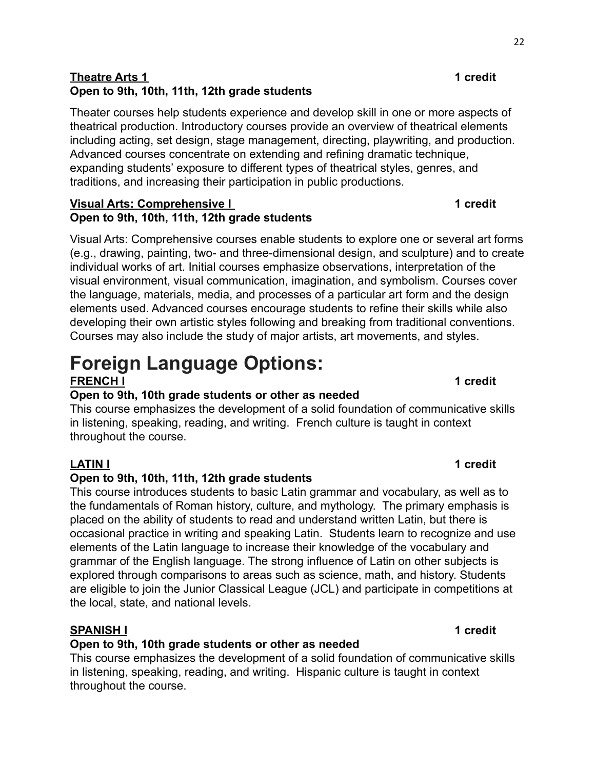**Theatre Arts 1** **1 credit**
**Open to 9th, 10th, 11th, 12th grade students**

Theater courses help students experience and develop skill in one or more aspects of theatrical production. Introductory courses provide an overview of theatrical elements including acting, set design, stage management, directing, playwriting, and production. Advanced courses concentrate on extending and refining dramatic technique, expanding students' exposure to different types of theatrical styles, genres, and traditions, and increasing their participation in public productions.

**Visual Arts: Comprehensive I** **1 credit**
**Open to 9th, 10th, 11th, 12th grade students**

Visual Arts: Comprehensive courses enable students to explore one or several art forms (e.g., drawing, painting, two- and three-dimensional design, and sculpture) and to create individual works of art. Initial courses emphasize observations, interpretation of the visual environment, visual communication, imagination, and symbolism. Courses cover the language, materials, media, and processes of a particular art form and the design elements used. Advanced courses encourage students to refine their skills while also developing their own artistic styles following and breaking from traditional conventions. Courses may also include the study of major artists, art movements, and styles.

# Foreign Language Options:

**FRENCH I** **1 credit**
**Open to 9th, 10th grade students or other as needed**
This course emphasizes the development of a solid foundation of communicative skills in listening, speaking, reading, and writing. French culture is taught in context throughout the course.

**LATIN I** **1 credit**
**Open to 9th, 10th, 11th, 12th grade students**
This course introduces students to basic Latin grammar and vocabulary, as well as to the fundamentals of Roman history, culture, and mythology. The primary emphasis is placed on the ability of students to read and understand written Latin, but there is occasional practice in writing and speaking Latin. Students learn to recognize and use elements of the Latin language to increase their knowledge of the vocabulary and grammar of the English language. The strong influence of Latin on other subjects is explored through comparisons to areas such as science, math, and history. Students are eligible to join the Junior Classical League (JCL) and participate in competitions at the local, state, and national levels.

**SPANISH I** **1 credit**
**Open to 9th, 10th grade students or other as needed**
This course emphasizes the development of a solid foundation of communicative skills in listening, speaking, reading, and writing. Hispanic culture is taught in context throughout the course.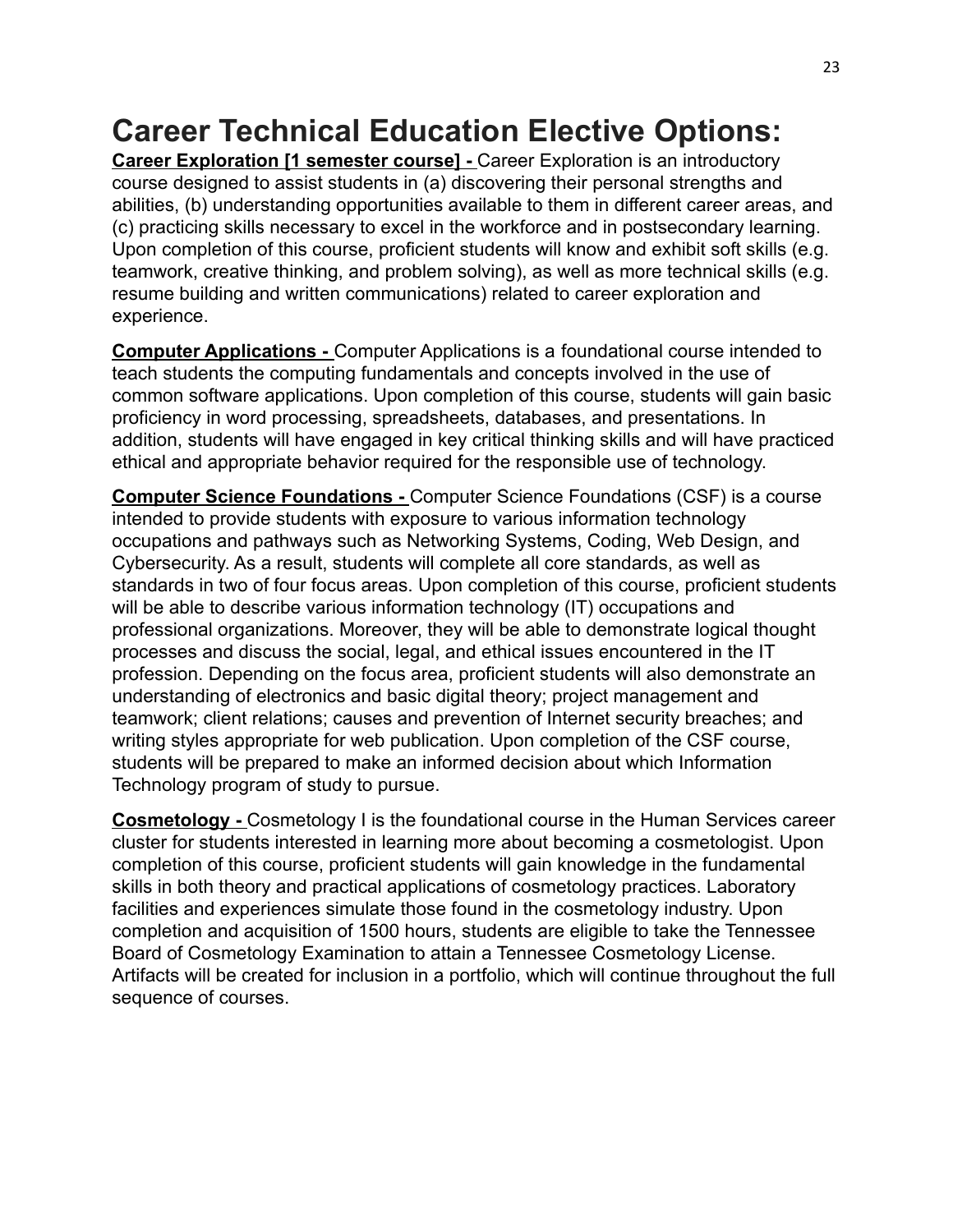# Career Technical Education Elective Options:

**Career Exploration [1 semester course] -** Career Exploration is an introductory course designed to assist students in (a) discovering their personal strengths and abilities, (b) understanding opportunities available to them in different career areas, and (c) practicing skills necessary to excel in the workforce and in postsecondary learning. Upon completion of this course, proficient students will know and exhibit soft skills (e.g. teamwork, creative thinking, and problem solving), as well as more technical skills (e.g. resume building and written communications) related to career exploration and experience.

**Computer Applications -** Computer Applications is a foundational course intended to teach students the computing fundamentals and concepts involved in the use of common software applications. Upon completion of this course, students will gain basic proficiency in word processing, spreadsheets, databases, and presentations. In addition, students will have engaged in key critical thinking skills and will have practiced ethical and appropriate behavior required for the responsible use of technology.

**Computer Science Foundations -** Computer Science Foundations (CSF) is a course intended to provide students with exposure to various information technology occupations and pathways such as Networking Systems, Coding, Web Design, and Cybersecurity. As a result, students will complete all core standards, as well as standards in two of four focus areas. Upon completion of this course, proficient students will be able to describe various information technology (IT) occupations and professional organizations. Moreover, they will be able to demonstrate logical thought processes and discuss the social, legal, and ethical issues encountered in the IT profession. Depending on the focus area, proficient students will also demonstrate an understanding of electronics and basic digital theory; project management and teamwork; client relations; causes and prevention of Internet security breaches; and writing styles appropriate for web publication. Upon completion of the CSF course, students will be prepared to make an informed decision about which Information Technology program of study to pursue.

**Cosmetology -** Cosmetology I is the foundational course in the Human Services career cluster for students interested in learning more about becoming a cosmetologist. Upon completion of this course, proficient students will gain knowledge in the fundamental skills in both theory and practical applications of cosmetology practices. Laboratory facilities and experiences simulate those found in the cosmetology industry. Upon completion and acquisition of 1500 hours, students are eligible to take the Tennessee Board of Cosmetology Examination to attain a Tennessee Cosmetology License. Artifacts will be created for inclusion in a portfolio, which will continue throughout the full sequence of courses.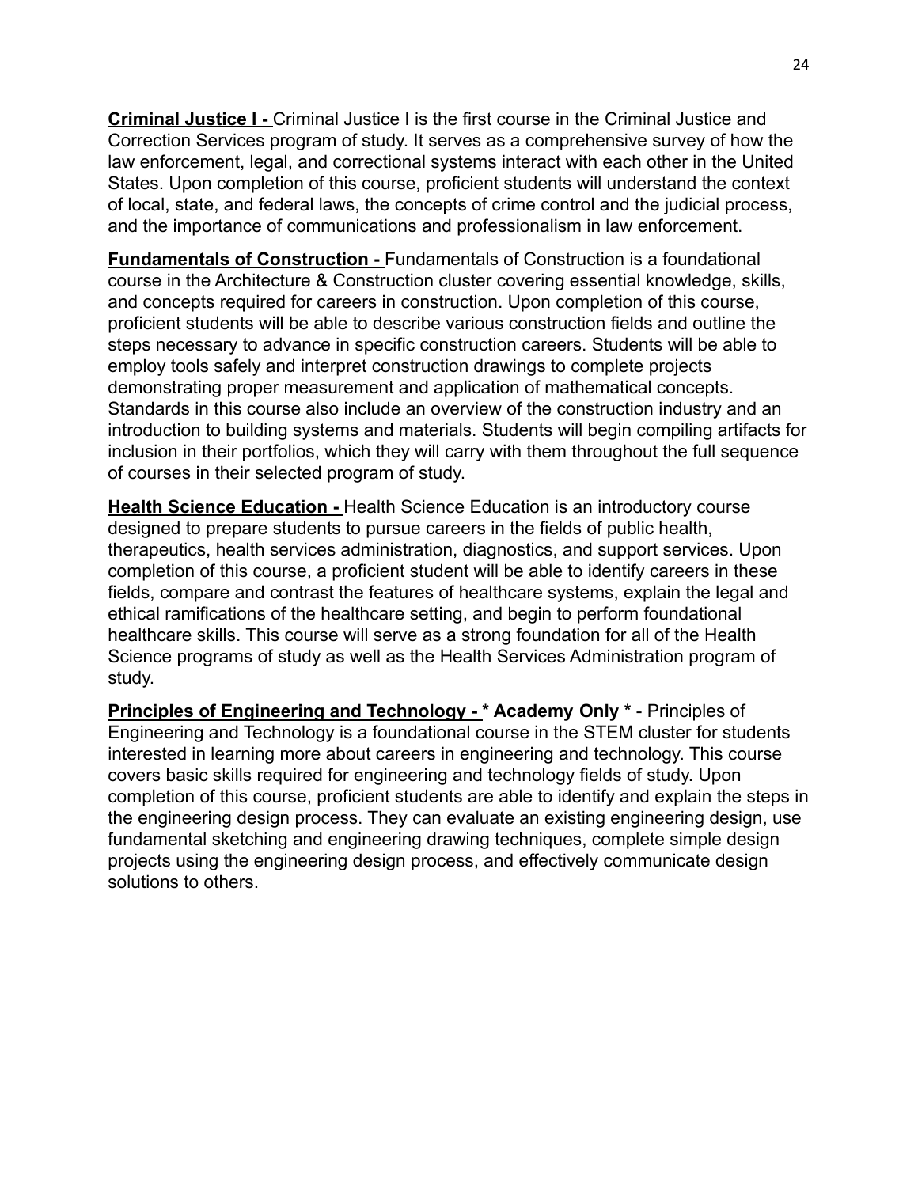**<u>Criminal Justice I -</u>** Criminal Justice I is the first course in the Criminal Justice and Correction Services program of study. It serves as a comprehensive survey of how the law enforcement, legal, and correctional systems interact with each other in the United States. Upon completion of this course, proficient students will understand the context of local, state, and federal laws, the concepts of crime control and the judicial process, and the importance of communications and professionalism in law enforcement.

**<u>Fundamentals of Construction -</u>** Fundamentals of Construction is a foundational course in the Architecture & Construction cluster covering essential knowledge, skills, and concepts required for careers in construction. Upon completion of this course, proficient students will be able to describe various construction fields and outline the steps necessary to advance in specific construction careers. Students will be able to employ tools safely and interpret construction drawings to complete projects demonstrating proper measurement and application of mathematical concepts. Standards in this course also include an overview of the construction industry and an introduction to building systems and materials. Students will begin compiling artifacts for inclusion in their portfolios, which they will carry with them throughout the full sequence of courses in their selected program of study.

**<u>Health Science Education -</u>** Health Science Education is an introductory course designed to prepare students to pursue careers in the fields of public health, therapeutics, health services administration, diagnostics, and support services. Upon completion of this course, a proficient student will be able to identify careers in these fields, compare and contrast the features of healthcare systems, explain the legal and ethical ramifications of the healthcare setting, and begin to perform foundational healthcare skills. This course will serve as a strong foundation for all of the Health Science programs of study as well as the Health Services Administration program of study.

**<u>Principles of Engineering and Technology -</u> * Academy Only *** - Principles of Engineering and Technology is a foundational course in the STEM cluster for students interested in learning more about careers in engineering and technology. This course covers basic skills required for engineering and technology fields of study. Upon completion of this course, proficient students are able to identify and explain the steps in the engineering design process. They can evaluate an existing engineering design, use fundamental sketching and engineering drawing techniques, complete simple design projects using the engineering design process, and effectively communicate design solutions to others.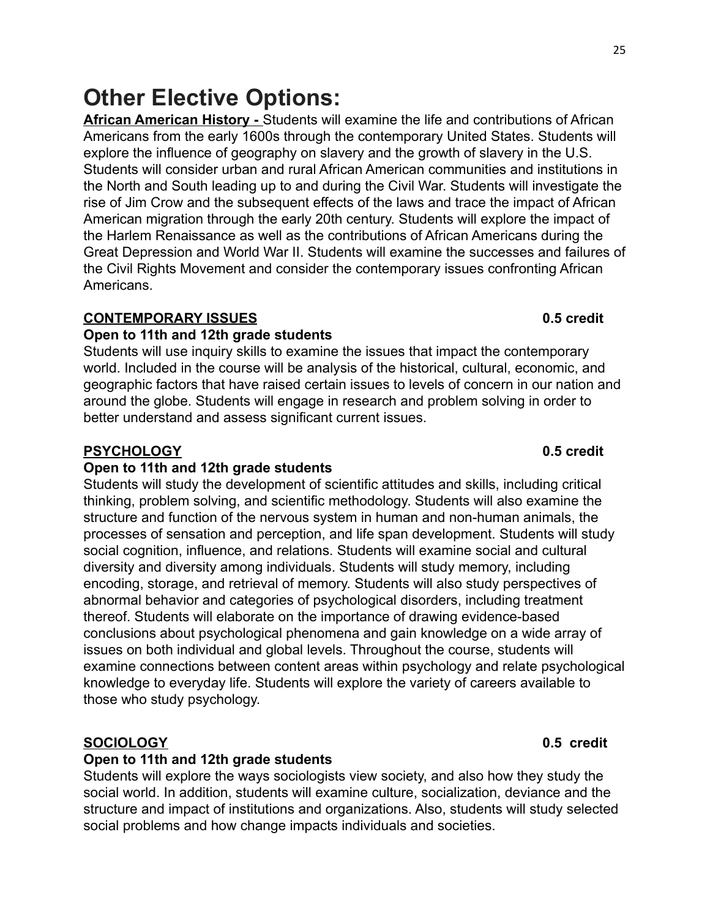# Other Elective Options:

**African American History -** Students will examine the life and contributions of African Americans from the early 1600s through the contemporary United States. Students will explore the influence of geography on slavery and the growth of slavery in the U.S. Students will consider urban and rural African American communities and institutions in the North and South leading up to and during the Civil War. Students will investigate the rise of Jim Crow and the subsequent effects of the laws and trace the impact of African American migration through the early 20th century. Students will explore the impact of the Harlem Renaissance as well as the contributions of African Americans during the Great Depression and World War II. Students will examine the successes and failures of the Civil Rights Movement and consider the contemporary issues confronting African Americans.

**CONTEMPORARY ISSUES** **0.5 credit**

**Open to 11th and 12th grade students**

Students will use inquiry skills to examine the issues that impact the contemporary world. Included in the course will be analysis of the historical, cultural, economic, and geographic factors that have raised certain issues to levels of concern in our nation and around the globe. Students will engage in research and problem solving in order to better understand and assess significant current issues.

**PSYCHOLOGY** **0.5 credit**

**Open to 11th and 12th grade students**

Students will study the development of scientific attitudes and skills, including critical thinking, problem solving, and scientific methodology. Students will also examine the structure and function of the nervous system in human and non-human animals, the processes of sensation and perception, and life span development. Students will study social cognition, influence, and relations. Students will examine social and cultural diversity and diversity among individuals. Students will study memory, including encoding, storage, and retrieval of memory. Students will also study perspectives of abnormal behavior and categories of psychological disorders, including treatment thereof. Students will elaborate on the importance of drawing evidence-based conclusions about psychological phenomena and gain knowledge on a wide array of issues on both individual and global levels. Throughout the course, students will examine connections between content areas within psychology and relate psychological knowledge to everyday life. Students will explore the variety of careers available to those who study psychology.

**SOCIOLOGY** **0.5 credit**

**Open to 11th and 12th grade students**

Students will explore the ways sociologists view society, and also how they study the social world. In addition, students will examine culture, socialization, deviance and the structure and impact of institutions and organizations. Also, students will study selected social problems and how change impacts individuals and societies.